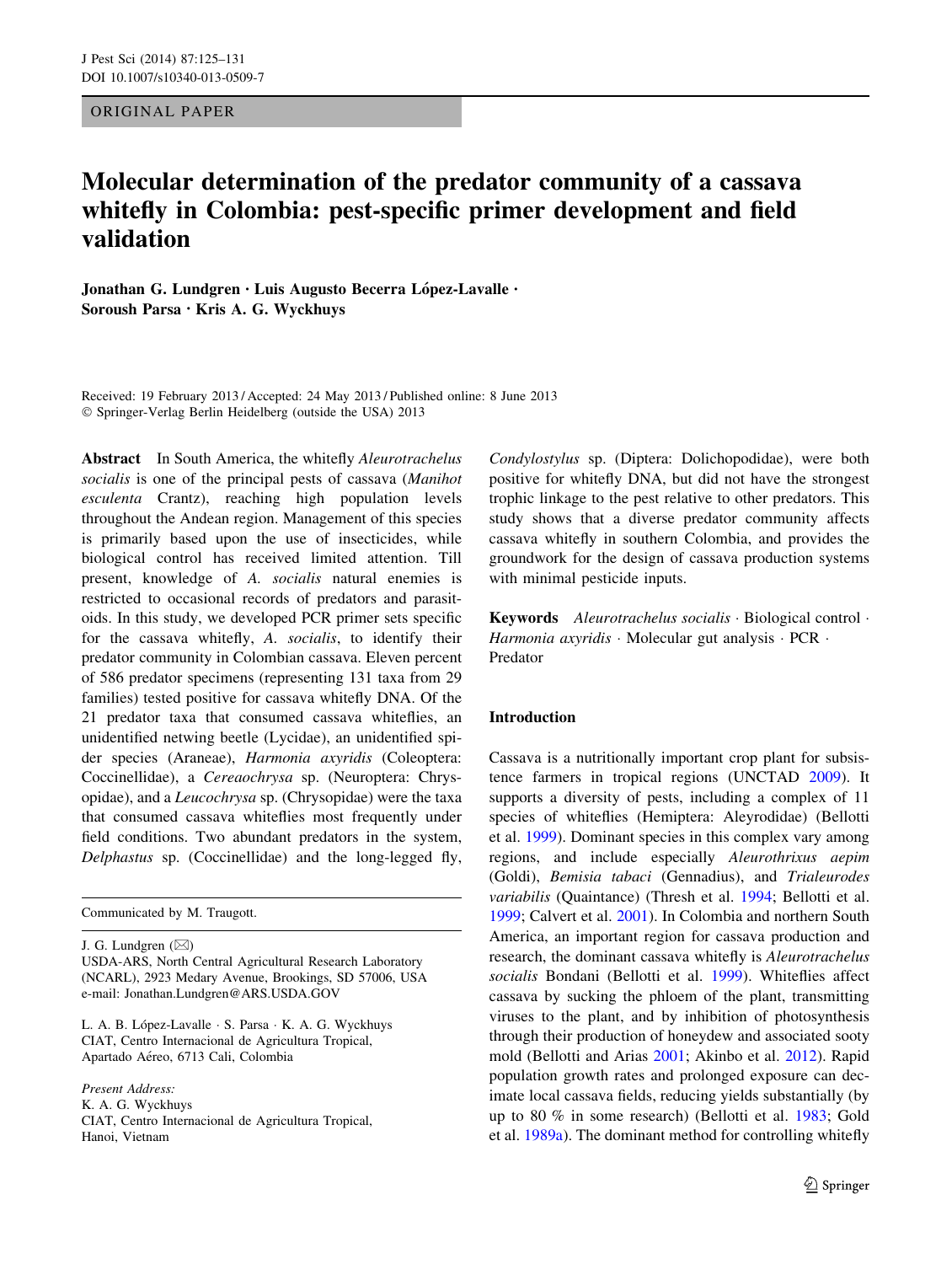ORIGINAL PAPER

# Molecular determination of the predator community of a cassava whitefly in Colombia: pest-specific primer development and field validation

**Jonathan G. Lundgren · Luis Augusto Becerra López-Lavalle · Soroush Parsa · Kris A. G. Wyckhuys**

Received: 19 February 2013 / Accepted: 24 May 2013 / Published online: 8 June 2013
© Springer-Verlag Berlin Heidelberg (outside the USA) 2013

**Abstract** In South America, the whitefly *Aleurotrachelus socialis* is one of the principal pests of cassava (*Manihot esculenta* Crantz), reaching high population levels throughout the Andean region. Management of this species is primarily based upon the use of insecticides, while biological control has received limited attention. Till present, knowledge of *A. socialis* natural enemies is restricted to occasional records of predators and parasitoids. In this study, we developed PCR primer sets specific for the cassava whitefly, *A. socialis*, to identify their predator community in Colombian cassava. Eleven percent of 586 predator specimens (representing 131 taxa from 29 families) tested positive for cassava whitefly DNA. Of the 21 predator taxa that consumed cassava whiteflies, an unidentified netwing beetle (Lycidae), an unidentified spider species (Araneae), *Harmonia axyridis* (Coleoptera: Coccinellidae), a *Cereaochrysa* sp. (Neuroptera: Chrysopidae), and a *Leucochrysa* sp. (Chrysopidae) were the taxa that consumed cassava whiteflies most frequently under field conditions. Two abundant predators in the system, *Delphastus* sp. (Coccinellidae) and the long-legged fly, *Condylostylus* sp. (Diptera: Dolichopodidae), were both positive for whitefly DNA, but did not have the strongest trophic linkage to the pest relative to other predators. This study shows that a diverse predator community affects cassava whitefly in southern Colombia, and provides the groundwork for the design of cassava production systems with minimal pesticide inputs.

**Keywords** *Aleurotrachelus socialis* · Biological control · *Harmonia axyridis* · Molecular gut analysis · PCR · Predator

Communicated by M. Traugott.

J. G. Lundgren (✉)
USDA-ARS, North Central Agricultural Research Laboratory (NCARL), 2923 Medary Avenue, Brookings, SD 57006, USA
e-mail: Jonathan.Lundgren@ARS.USDA.GOV

L. A. B. López-Lavalle · S. Parsa · K. A. G. Wyckhuys
CIAT, Centro Internacional de Agricultura Tropical, Apartado Aéreo, 6713 Cali, Colombia

*Present Address:*
K. A. G. Wyckhuys
CIAT, Centro Internacional de Agricultura Tropical, Hanoi, Vietnam

## Introduction

Cassava is a nutritionally important crop plant for subsistence farmers in tropical regions (UNCTAD 2009). It supports a diversity of pests, including a complex of 11 species of whiteflies (Hemiptera: Aleyrodidae) (Bellotti et al. 1999). Dominant species in this complex vary among regions, and include especially *Aleurothrixus aepim* (Goldi), *Bemisia tabaci* (Gennadius), and *Trialeurodes variabilis* (Quaintance) (Thresh et al. 1994; Bellotti et al. 1999; Calvert et al. 2001). In Colombia and northern South America, an important region for cassava production and research, the dominant cassava whitefly is *Aleurotrachelus socialis* Bondani (Bellotti et al. 1999). Whiteflies affect cassava by sucking the phloem of the plant, transmitting viruses to the plant, and by inhibition of photosynthesis through their production of honeydew and associated sooty mold (Bellotti and Arias 2001; Akinbo et al. 2012). Rapid population growth rates and prolonged exposure can decimate local cassava fields, reducing yields substantially (by up to 80 % in some research) (Bellotti et al. 1983; Gold et al. 1989a). The dominant method for controlling whitefly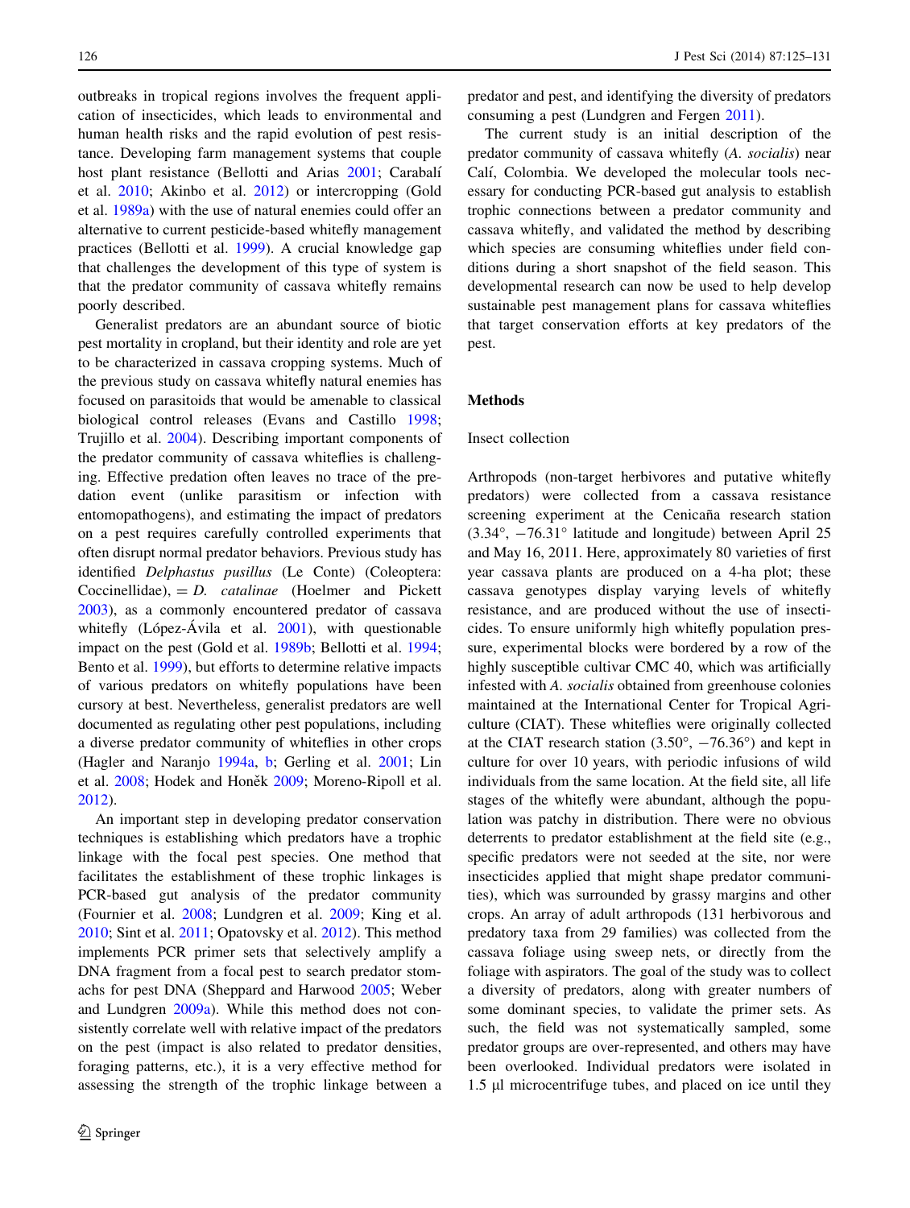outbreaks in tropical regions involves the frequent application of insecticides, which leads to environmental and human health risks and the rapid evolution of pest resistance. Developing farm management systems that couple host plant resistance (Bellotti and Arias 2001; Carabalí et al. 2010; Akinbo et al. 2012) or intercropping (Gold et al. 1989a) with the use of natural enemies could offer an alternative to current pesticide-based whitefly management practices (Bellotti et al. 1999). A crucial knowledge gap that challenges the development of this type of system is that the predator community of cassava whitefly remains poorly described.

Generalist predators are an abundant source of biotic pest mortality in cropland, but their identity and role are yet to be characterized in cassava cropping systems. Much of the previous study on cassava whitefly natural enemies has focused on parasitoids that would be amenable to classical biological control releases (Evans and Castillo 1998; Trujillo et al. 2004). Describing important components of the predator community of cassava whiteflies is challenging. Effective predation often leaves no trace of the predation event (unlike parasitism or infection with entomopathogens), and estimating the impact of predators on a pest requires carefully controlled experiments that often disrupt normal predator behaviors. Previous study has identified *Delphastus pusillus* (Le Conte) (Coleoptera: Coccinellidae), = *D. catalinae* (Hoelmer and Pickett 2003), as a commonly encountered predator of cassava whitefly (López-Ávila et al. 2001), with questionable impact on the pest (Gold et al. 1989b; Bellotti et al. 1994; Bento et al. 1999), but efforts to determine relative impacts of various predators on whitefly populations have been cursory at best. Nevertheless, generalist predators are well documented as regulating other pest populations, including a diverse predator community of whiteflies in other crops (Hagler and Naranjo 1994a, b; Gerling et al. 2001; Lin et al. 2008; Hodek and Honěk 2009; Moreno-Ripoll et al. 2012).

An important step in developing predator conservation techniques is establishing which predators have a trophic linkage with the focal pest species. One method that facilitates the establishment of these trophic linkages is PCR-based gut analysis of the predator community (Fournier et al. 2008; Lundgren et al. 2009; King et al. 2010; Sint et al. 2011; Opatovsky et al. 2012). This method implements PCR primer sets that selectively amplify a DNA fragment from a focal pest to search predator stomachs for pest DNA (Sheppard and Harwood 2005; Weber and Lundgren 2009a). While this method does not consistently correlate well with relative impact of the predators on the pest (impact is also related to predator densities, foraging patterns, etc.), it is a very effective method for assessing the strength of the trophic linkage between a predator and pest, and identifying the diversity of predators consuming a pest (Lundgren and Fergen 2011).

The current study is an initial description of the predator community of cassava whitefly (*A. socialis*) near Calí, Colombia. We developed the molecular tools necessary for conducting PCR-based gut analysis to establish trophic connections between a predator community and cassava whitefly, and validated the method by describing which species are consuming whiteflies under field conditions during a short snapshot of the field season. This developmental research can now be used to help develop sustainable pest management plans for cassava whiteflies that target conservation efforts at key predators of the pest.

## Methods

### Insect collection

Arthropods (non-target herbivores and putative whitefly predators) were collected from a cassava resistance screening experiment at the Cenicaña research station (3.34°, −76.31° latitude and longitude) between April 25 and May 16, 2011. Here, approximately 80 varieties of first year cassava plants are produced on a 4-ha plot; these cassava genotypes display varying levels of whitefly resistance, and are produced without the use of insecticides. To ensure uniformly high whitefly population pressure, experimental blocks were bordered by a row of the highly susceptible cultivar CMC 40, which was artificially infested with *A. socialis* obtained from greenhouse colonies maintained at the International Center for Tropical Agriculture (CIAT). These whiteflies were originally collected at the CIAT research station (3.50°, −76.36°) and kept in culture for over 10 years, with periodic infusions of wild individuals from the same location. At the field site, all life stages of the whitefly were abundant, although the population was patchy in distribution. There were no obvious deterrents to predator establishment at the field site (e.g., specific predators were not seeded at the site, nor were insecticides applied that might shape predator communities), which was surrounded by grassy margins and other crops. An array of adult arthropods (131 herbivorous and predatory taxa from 29 families) was collected from the cassava foliage using sweep nets, or directly from the foliage with aspirators. The goal of the study was to collect a diversity of predators, along with greater numbers of some dominant species, to validate the primer sets. As such, the field was not systematically sampled, some predator groups are over-represented, and others may have been overlooked. Individual predators were isolated in 1.5 μl microcentrifuge tubes, and placed on ice until they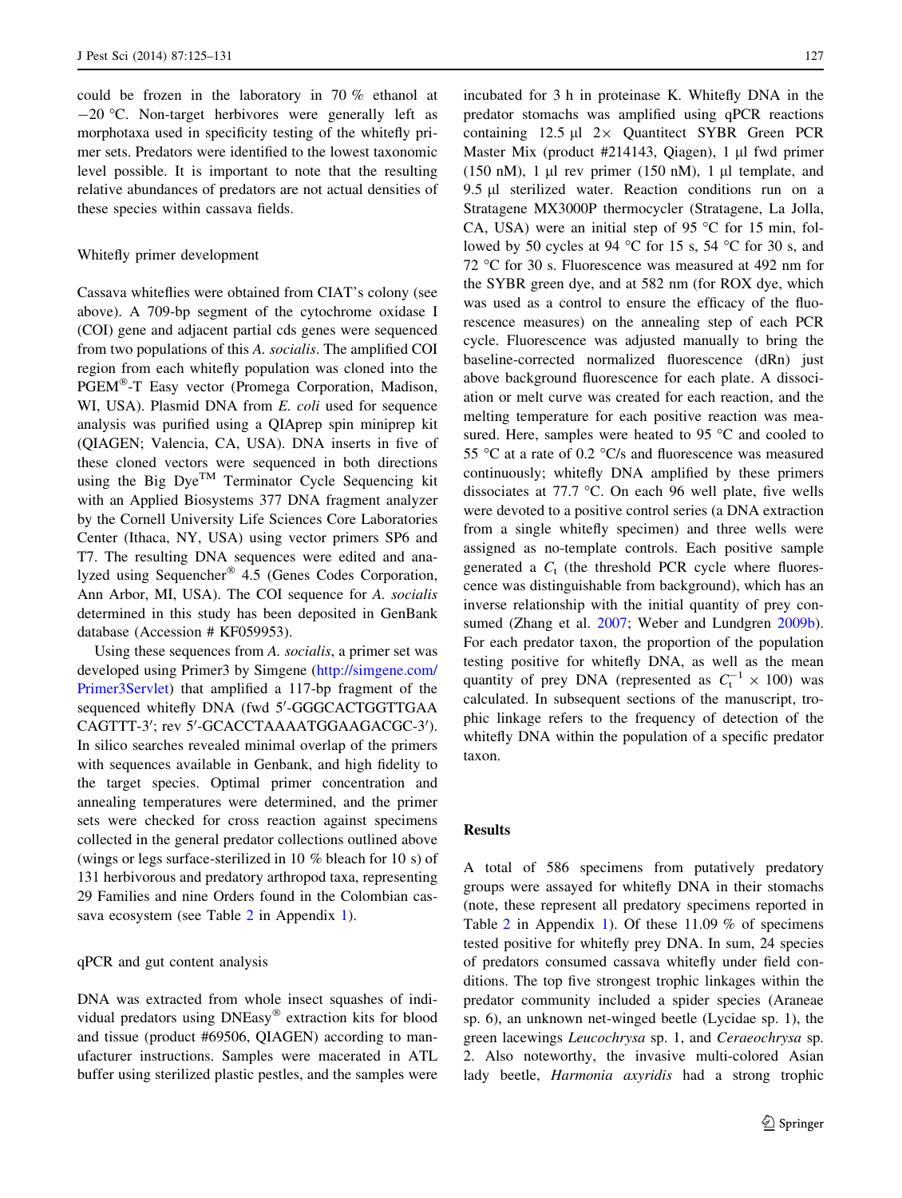could be frozen in the laboratory in 70 % ethanol at −20 °C. Non-target herbivores were generally left as morphotaxa used in specificity testing of the whitefly primer sets. Predators were identified to the lowest taxonomic level possible. It is important to note that the resulting relative abundances of predators are not actual densities of these species within cassava fields.

### Whitefly primer development

Cassava whiteflies were obtained from CIAT's colony (see above). A 709-bp segment of the cytochrome oxidase I (COI) gene and adjacent partial cds genes were sequenced from two populations of this *A. socialis*. The amplified COI region from each whitefly population was cloned into the PGEM®-T Easy vector (Promega Corporation, Madison, WI, USA). Plasmid DNA from *E. coli* used for sequence analysis was purified using a QIAprep spin miniprep kit (QIAGEN; Valencia, CA, USA). DNA inserts in five of these cloned vectors were sequenced in both directions using the Big Dye™ Terminator Cycle Sequencing kit with an Applied Biosystems 377 DNA fragment analyzer by the Cornell University Life Sciences Core Laboratories Center (Ithaca, NY, USA) using vector primers SP6 and T7. The resulting DNA sequences were edited and analyzed using Sequencher® 4.5 (Genes Codes Corporation, Ann Arbor, MI, USA). The COI sequence for *A. socialis* determined in this study has been deposited in GenBank database (Accession # KF059953).

Using these sequences from *A. socialis*, a primer set was developed using Primer3 by Simgene (http://simgene.com/Primer3Servlet) that amplified a 117-bp fragment of the sequenced whitefly DNA (fwd 5′-GGGCACTGGTTGAACAGTTT-3′; rev 5′-GCACCTAAAATGGAAGACGC-3′). In silico searches revealed minimal overlap of the primers with sequences available in Genbank, and high fidelity to the target species. Optimal primer concentration and annealing temperatures were determined, and the primer sets were checked for cross reaction against specimens collected in the general predator collections outlined above (wings or legs surface-sterilized in 10 % bleach for 10 s) of 131 herbivorous and predatory arthropod taxa, representing 29 Families and nine Orders found in the Colombian cassava ecosystem (see Table 2 in Appendix 1).

### qPCR and gut content analysis

DNA was extracted from whole insect squashes of individual predators using DNEasy® extraction kits for blood and tissue (product #69506, QIAGEN) according to manufacturer instructions. Samples were macerated in ATL buffer using sterilized plastic pestles, and the samples were incubated for 3 h in proteinase K. Whitefly DNA in the predator stomachs was amplified using qPCR reactions containing 12.5 µl 2× Quantitect SYBR Green PCR Master Mix (product #214143, Qiagen), 1 µl fwd primer (150 nM), 1 µl rev primer (150 nM), 1 µl template, and 9.5 µl sterilized water. Reaction conditions run on a Stratagene MX3000P thermocycler (Stratagene, La Jolla, CA, USA) were an initial step of 95 °C for 15 min, followed by 50 cycles at 94 °C for 15 s, 54 °C for 30 s, and 72 °C for 30 s. Fluorescence was measured at 492 nm for the SYBR green dye, and at 582 nm (for ROX dye, which was used as a control to ensure the efficacy of the fluorescence measures) on the annealing step of each PCR cycle. Fluorescence was adjusted manually to bring the baseline-corrected normalized fluorescence (dRn) just above background fluorescence for each plate. A dissociation or melt curve was created for each reaction, and the melting temperature for each positive reaction was measured. Here, samples were heated to 95 °C and cooled to 55 °C at a rate of 0.2 °C/s and fluorescence was measured continuously; whitefly DNA amplified by these primers dissociates at 77.7 °C. On each 96 well plate, five wells were devoted to a positive control series (a DNA extraction from a single whitefly specimen) and three wells were assigned as no-template controls. Each positive sample generated a $C_t$ (the threshold PCR cycle where fluorescence was distinguishable from background), which has an inverse relationship with the initial quantity of prey consumed (Zhang et al. 2007; Weber and Lundgren 2009b). For each predator taxon, the proportion of the population testing positive for whitefly DNA, as well as the mean quantity of prey DNA (represented as $C_t^{-1} \times 100$) was calculated. In subsequent sections of the manuscript, trophic linkage refers to the frequency of detection of the whitefly DNA within the population of a specific predator taxon.

## Results

A total of 586 specimens from putatively predatory groups were assayed for whitefly DNA in their stomachs (note, these represent all predatory specimens reported in Table 2 in Appendix 1). Of these 11.09 % of specimens tested positive for whitefly prey DNA. In sum, 24 species of predators consumed cassava whitefly under field conditions. The top five strongest trophic linkages within the predator community included a spider species (Araneae sp. 6), an unknown net-winged beetle (Lycidae sp. 1), the green lacewings *Leucochrysa* sp. 1, and *Ceraeochrysa* sp. 2. Also noteworthy, the invasive multi-colored Asian lady beetle, *Harmonia axyridis* had a strong trophic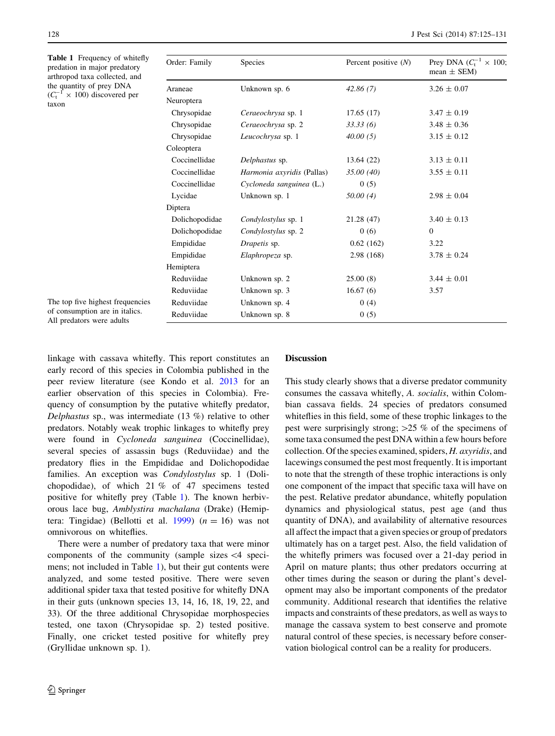**Table 1** Frequency of whitefly predation in major predatory arthropod taxa collected, and the quantity of prey DNA ($C_t^{-1} \times 100$) discovered per taxon

| Order: Family | Species | Percent positive (N) | Prey DNA ($C_t^{-1} \times 100$; mean ± SEM) |
|---|---|---|---|
| Araneae | Unknown sp. 6 | *42.86 (7)* | 3.26 ± 0.07 |
| Neuroptera | | | |
| Chrysopidae | *Ceraeochrysa* sp. 1 | 17.65 (17) | 3.47 ± 0.19 |
| Chrysopidae | *Ceraeochrysa* sp. 2 | *33.33 (6)* | 3.48 ± 0.36 |
| Chrysopidae | *Leucochrysa* sp. 1 | *40.00 (5)* | 3.15 ± 0.12 |
| Coleoptera | | | |
| Coccinellidae | *Delphastus* sp. | 13.64 (22) | 3.13 ± 0.11 |
| Coccinellidae | *Harmonia axyridis* (Pallas) | *35.00 (40)* | 3.55 ± 0.11 |
| Coccinellidae | *Cycloneda sanguinea* (L.) | 0 (5) | |
| Lycidae | Unknown sp. 1 | *50.00 (4)* | 2.98 ± 0.04 |
| Diptera | | | |
| Dolichopodidae | *Condylostylus* sp. 1 | 21.28 (47) | 3.40 ± 0.13 |
| Dolichopodidae | *Condylostylus* sp. 2 | 0 (6) | 0 |
| Empididae | *Drapetis* sp. | 0.62 (162) | 3.22 |
| Empididae | *Elaphropeza* sp. | 2.98 (168) | 3.78 ± 0.24 |
| Hemiptera | | | |
| Reduviidae | Unknown sp. 2 | 25.00 (8) | 3.44 ± 0.01 |
| Reduviidae | Unknown sp. 3 | 16.67 (6) | 3.57 |
| Reduviidae | Unknown sp. 4 | 0 (4) | |
| Reduviidae | Unknown sp. 8 | 0 (5) | |

The top five highest frequencies of consumption are in italics. All predators were adults

linkage with cassava whitefly. This report constitutes an early record of this species in Colombia published in the peer review literature (see Kondo et al. 2013 for an earlier observation of this species in Colombia). Frequency of consumption by the putative whitefly predator, *Delphastus* sp., was intermediate (13 %) relative to other predators. Notably weak trophic linkages to whitefly prey were found in *Cycloneda sanguinea* (Coccinellidae), several species of assassin bugs (Reduviidae) and the predatory flies in the Empididae and Dolichopodidae families. An exception was *Condylostylus* sp. 1 (Dolichopodidae), of which 21 % of 47 specimens tested positive for whitefly prey (Table 1). The known herbivorous lace bug, *Amblystira machalana* (Drake) (Hemiptera: Tingidae) (Bellotti et al. 1999) ($n = 16$) was not omnivorous on whiteflies.

There were a number of predatory taxa that were minor components of the community (sample sizes <4 specimens; not included in Table 1), but their gut contents were analyzed, and some tested positive. There were seven additional spider taxa that tested positive for whitefly DNA in their guts (unknown species 13, 14, 16, 18, 19, 22, and 33). Of the three additional Chrysopidae morphospecies tested, one taxon (Chrysopidae sp. 2) tested positive. Finally, one cricket tested positive for whitefly prey (Gryllidae unknown sp. 1).

## Discussion

This study clearly shows that a diverse predator community consumes the cassava whitefly, *A. socialis*, within Colombian cassava fields. 24 species of predators consumed whiteflies in this field, some of these trophic linkages to the pest were surprisingly strong; >25 % of the specimens of some taxa consumed the pest DNA within a few hours before collection. Of the species examined, spiders, *H. axyridis*, and lacewings consumed the pest most frequently. It is important to note that the strength of these trophic interactions is only one component of the impact that specific taxa will have on the pest. Relative predator abundance, whitefly population dynamics and physiological status, pest age (and thus quantity of DNA), and availability of alternative resources all affect the impact that a given species or group of predators ultimately has on a target pest. Also, the field validation of the whitefly primers was focused over a 21-day period in April on mature plants; thus other predators occurring at other times during the season or during the plant's development may also be important components of the predator community. Additional research that identifies the relative impacts and constraints of these predators, as well as ways to manage the cassava system to best conserve and promote natural control of these species, is necessary before conservation biological control can be a reality for producers.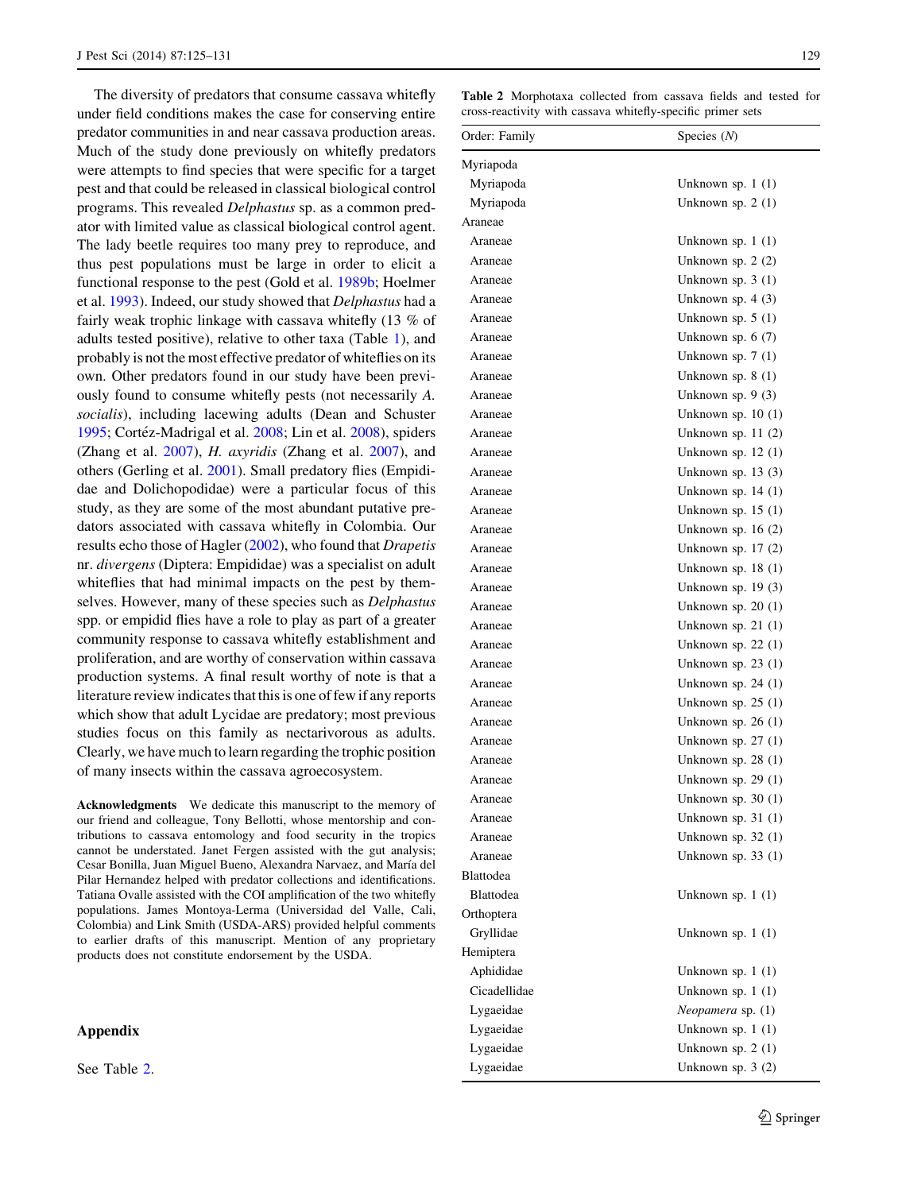The diversity of predators that consume cassava whitefly under field conditions makes the case for conserving entire predator communities in and near cassava production areas. Much of the study done previously on whitefly predators were attempts to find species that were specific for a target pest and that could be released in classical biological control programs. This revealed *Delphastus* sp. as a common predator with limited value as classical biological control agent. The lady beetle requires too many prey to reproduce, and thus pest populations must be large in order to elicit a functional response to the pest (Gold et al. 1989b; Hoelmer et al. 1993). Indeed, our study showed that *Delphastus* had a fairly weak trophic linkage with cassava whitefly (13 % of adults tested positive), relative to other taxa (Table 1), and probably is not the most effective predator of whiteflies on its own. Other predators found in our study have been previously found to consume whitefly pests (not necessarily *A. socialis*), including lacewing adults (Dean and Schuster 1995; Cortéz-Madrigal et al. 2008; Lin et al. 2008), spiders (Zhang et al. 2007), *H. axyridis* (Zhang et al. 2007), and others (Gerling et al. 2001). Small predatory flies (Empididae and Dolichopodidae) were a particular focus of this study, as they are some of the most abundant putative predators associated with cassava whitefly in Colombia. Our results echo those of Hagler (2002), who found that *Drapetis* nr. *divergens* (Diptera: Empididae) was a specialist on adult whiteflies that had minimal impacts on the pest by themselves. However, many of these species such as *Delphastus* spp. or empidid flies have a role to play as part of a greater community response to cassava whitefly establishment and proliferation, and are worthy of conservation within cassava production systems. A final result worthy of note is that a literature review indicates that this is one of few if any reports which show that adult Lycidae are predatory; most previous studies focus on this family as nectarivorous as adults. Clearly, we have much to learn regarding the trophic position of many insects within the cassava agroecosystem.

**Acknowledgments** We dedicate this manuscript to the memory of our friend and colleague, Tony Bellotti, whose mentorship and contributions to cassava entomology and food security in the tropics cannot be understated. Janet Fergen assisted with the gut analysis; Cesar Bonilla, Juan Miguel Bueno, Alexandra Narvaez, and María del Pilar Hernandez helped with predator collections and identifications. Tatiana Ovalle assisted with the COI amplification of the two whitefly populations. James Montoya-Lerma (Universidad del Valle, Cali, Colombia) and Link Smith (USDA-ARS) provided helpful comments to earlier drafts of this manuscript. Mention of any proprietary products does not constitute endorsement by the USDA.

## Appendix

See Table 2.

**Table 2** Morphotaxa collected from cassava fields and tested for cross-reactivity with cassava whitefly-specific primer sets

| Order: Family | Species (*N*) |
|---|---|
| Myriapoda | |
| Myriapoda | Unknown sp. 1 (1) |
| Myriapoda | Unknown sp. 2 (1) |
| Araneae | |
| Araneae | Unknown sp. 1 (1) |
| Araneae | Unknown sp. 2 (2) |
| Araneae | Unknown sp. 3 (1) |
| Araneae | Unknown sp. 4 (3) |
| Araneae | Unknown sp. 5 (1) |
| Araneae | Unknown sp. 6 (7) |
| Araneae | Unknown sp. 7 (1) |
| Araneae | Unknown sp. 8 (1) |
| Araneae | Unknown sp. 9 (3) |
| Araneae | Unknown sp. 10 (1) |
| Araneae | Unknown sp. 11 (2) |
| Araneae | Unknown sp. 12 (1) |
| Araneae | Unknown sp. 13 (3) |
| Araneae | Unknown sp. 14 (1) |
| Araneae | Unknown sp. 15 (1) |
| Araneae | Unknown sp. 16 (2) |
| Araneae | Unknown sp. 17 (2) |
| Araneae | Unknown sp. 18 (1) |
| Araneae | Unknown sp. 19 (3) |
| Araneae | Unknown sp. 20 (1) |
| Araneae | Unknown sp. 21 (1) |
| Araneae | Unknown sp. 22 (1) |
| Araneae | Unknown sp. 23 (1) |
| Araneae | Unknown sp. 24 (1) |
| Araneae | Unknown sp. 25 (1) |
| Araneae | Unknown sp. 26 (1) |
| Araneae | Unknown sp. 27 (1) |
| Araneae | Unknown sp. 28 (1) |
| Araneae | Unknown sp. 29 (1) |
| Araneae | Unknown sp. 30 (1) |
| Araneae | Unknown sp. 31 (1) |
| Araneae | Unknown sp. 32 (1) |
| Araneae | Unknown sp. 33 (1) |
| Blattodea | |
| Blattodea | Unknown sp. 1 (1) |
| Orthoptera | |
| Gryllidae | Unknown sp. 1 (1) |
| Hemiptera | |
| Aphididae | Unknown sp. 1 (1) |
| Cicadellidae | Unknown sp. 1 (1) |
| Lygaeidae | *Neopamera* sp. (1) |
| Lygaeidae | Unknown sp. 1 (1) |
| Lygaeidae | Unknown sp. 2 (1) |
| Lygaeidae | Unknown sp. 3 (2) |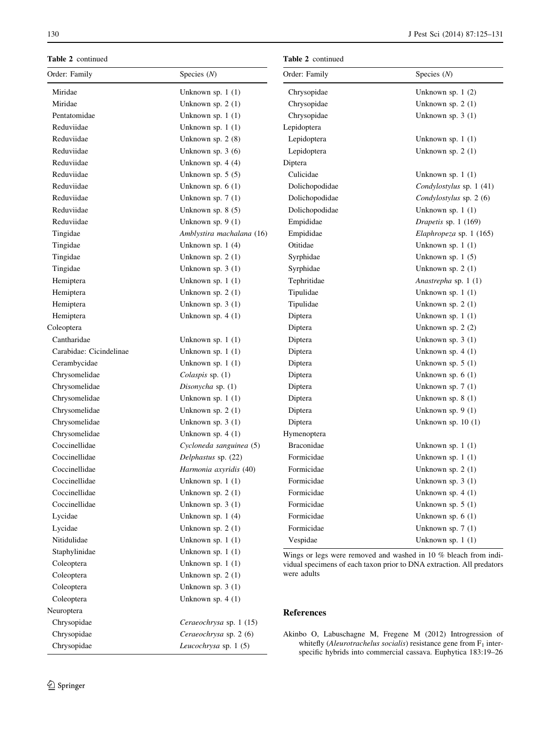**Table 2** continued

| Order: Family | Species (*N*) |
|---|---|
| Miridae | Unknown sp. 1 (1) |
| Miridae | Unknown sp. 2 (1) |
| Pentatomidae | Unknown sp. 1 (1) |
| Reduviidae | Unknown sp. 1 (1) |
| Reduviidae | Unknown sp. 2 (8) |
| Reduviidae | Unknown sp. 3 (6) |
| Reduviidae | Unknown sp. 4 (4) |
| Reduviidae | Unknown sp. 5 (5) |
| Reduviidae | Unknown sp. 6 (1) |
| Reduviidae | Unknown sp. 7 (1) |
| Reduviidae | Unknown sp. 8 (5) |
| Reduviidae | Unknown sp. 9 (1) |
| Tingidae | *Amblystira machalana* (16) |
| Tingidae | Unknown sp. 1 (4) |
| Tingidae | Unknown sp. 2 (1) |
| Tingidae | Unknown sp. 3 (1) |
| Hemiptera | Unknown sp. 1 (1) |
| Hemiptera | Unknown sp. 2 (1) |
| Hemiptera | Unknown sp. 3 (1) |
| Hemiptera | Unknown sp. 4 (1) |
| Coleoptera | |
| Cantharidae | Unknown sp. 1 (1) |
| Carabidae: Cicindelinae | Unknown sp. 1 (1) |
| Cerambycidae | Unknown sp. 1 (1) |
| Chrysomelidae | *Colaspis* sp. (1) |
| Chrysomelidae | *Disonycha* sp. (1) |
| Chrysomelidae | Unknown sp. 1 (1) |
| Chrysomelidae | Unknown sp. 2 (1) |
| Chrysomelidae | Unknown sp. 3 (1) |
| Chrysomelidae | Unknown sp. 4 (1) |
| Coccinellidae | *Cycloneda sanguinea* (5) |
| Coccinellidae | *Delphastus* sp. (22) |
| Coccinellidae | *Harmonia axyridis* (40) |
| Coccinellidae | Unknown sp. 1 (1) |
| Coccinellidae | Unknown sp. 2 (1) |
| Coccinellidae | Unknown sp. 3 (1) |
| Lycidae | Unknown sp. 1 (4) |
| Lycidae | Unknown sp. 2 (1) |
| Nitidulidae | Unknown sp. 1 (1) |
| Staphylinidae | Unknown sp. 1 (1) |
| Coleoptera | Unknown sp. 1 (1) |
| Coleoptera | Unknown sp. 2 (1) |
| Coleoptera | Unknown sp. 3 (1) |
| Coleoptera | Unknown sp. 4 (1) |
| Neuroptera | |
| Chrysopidae | *Ceraeochrysa* sp. 1 (15) |
| Chrysopidae | *Ceraeochrysa* sp. 2 (6) |
| Chrysopidae | *Leucochrysa* sp. 1 (5) |
| Chrysopidae | Unknown sp. 1 (2) |
| Chrysopidae | Unknown sp. 2 (1) |
| Chrysopidae | Unknown sp. 3 (1) |
| Lepidoptera | |
| Lepidoptera | Unknown sp. 1 (1) |
| Lepidoptera | Unknown sp. 2 (1) |
| Diptera | |
| Culicidae | Unknown sp. 1 (1) |
| Dolichopodidae | *Condylostylus* sp. 1 (41) |
| Dolichopodidae | *Condylostylus* sp. 2 (6) |
| Dolichopodidae | Unknown sp. 1 (1) |
| Empididae | *Drapetis* sp. 1 (169) |
| Empididae | *Elaphropeza* sp. 1 (165) |
| Otitidae | Unknown sp. 1 (1) |
| Syrphidae | Unknown sp. 1 (5) |
| Syrphidae | Unknown sp. 2 (1) |
| Tephritidae | *Anastrepha* sp. 1 (1) |
| Tipulidae | Unknown sp. 1 (1) |
| Tipulidae | Unknown sp. 2 (1) |
| Diptera | Unknown sp. 1 (1) |
| Diptera | Unknown sp. 2 (2) |
| Diptera | Unknown sp. 3 (1) |
| Diptera | Unknown sp. 4 (1) |
| Diptera | Unknown sp. 5 (1) |
| Diptera | Unknown sp. 6 (1) |
| Diptera | Unknown sp. 7 (1) |
| Diptera | Unknown sp. 8 (1) |
| Diptera | Unknown sp. 9 (1) |
| Diptera | Unknown sp. 10 (1) |
| Hymenoptera | |
| Braconidae | Unknown sp. 1 (1) |
| Formicidae | Unknown sp. 1 (1) |
| Formicidae | Unknown sp. 2 (1) |
| Formicidae | Unknown sp. 3 (1) |
| Formicidae | Unknown sp. 4 (1) |
| Formicidae | Unknown sp. 5 (1) |
| Formicidae | Unknown sp. 6 (1) |
| Formicidae | Unknown sp. 7 (1) |
| Vespidae | Unknown sp. 1 (1) |

Wings or legs were removed and washed in 10 % bleach from individual specimens of each taxon prior to DNA extraction. All predators were adults

## References

Akinbo O, Labuschagne M, Fregene M (2012) Introgression of whitefly (*Aleurotrachelus socialis*) resistance gene from $F_1$ interspecific hybrids into commercial cassava. Euphytica 183:19–26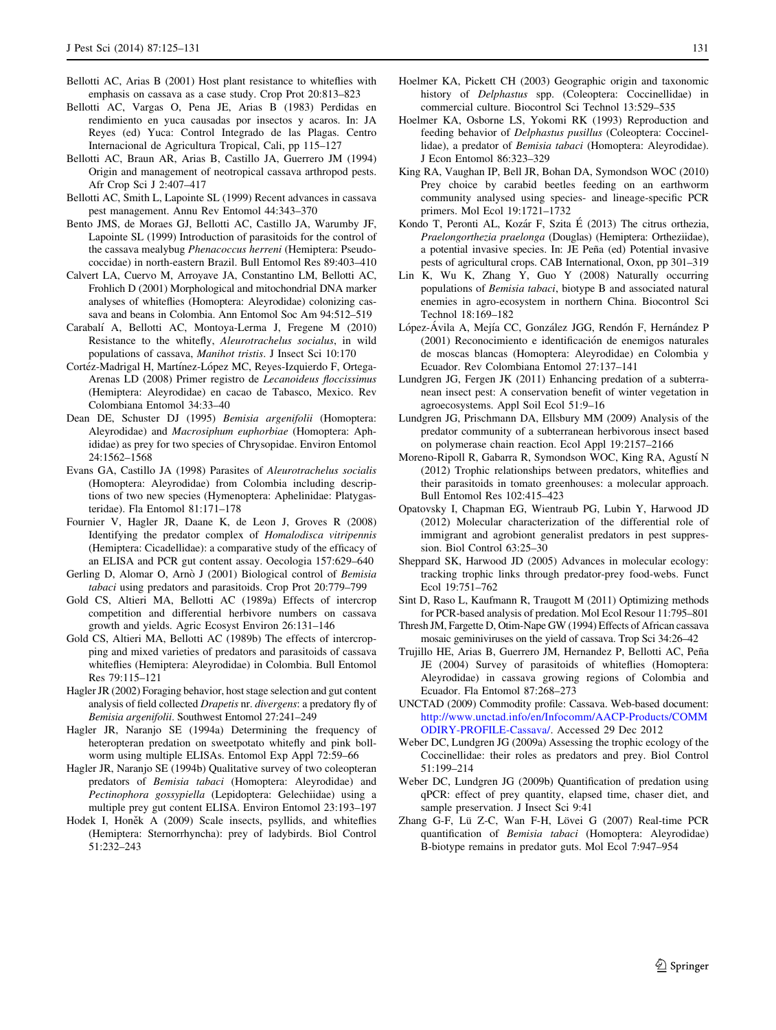Bellotti AC, Arias B (2001) Host plant resistance to whiteflies with emphasis on cassava as a case study. Crop Prot 20:813–823

Bellotti AC, Vargas O, Pena JE, Arias B (1983) Perdidas en rendimiento en yuca causadas por insectos y acaros. In: JA Reyes (ed) Yuca: Control Integrado de las Plagas. Centro Internacional de Agricultura Tropical, Cali, pp 115–127

Bellotti AC, Braun AR, Arias B, Castillo JA, Guerrero JM (1994) Origin and management of neotropical cassava arthropod pests. Afr Crop Sci J 2:407–417

Bellotti AC, Smith L, Lapointe SL (1999) Recent advances in cassava pest management. Annu Rev Entomol 44:343–370

Bento JMS, de Moraes GJ, Bellotti AC, Castillo JA, Warumby JF, Lapointe SL (1999) Introduction of parasitoids for the control of the cassava mealybug *Phenacoccus herreni* (Hemiptera: Pseudococcidae) in north-eastern Brazil. Bull Entomol Res 89:403–410

Calvert LA, Cuervo M, Arroyave JA, Constantino LM, Bellotti AC, Frohlich D (2001) Morphological and mitochondrial DNA marker analyses of whiteflies (Homoptera: Aleyrodidae) colonizing cassava and beans in Colombia. Ann Entomol Soc Am 94:512–519

Carabalí A, Bellotti AC, Montoya-Lerma J, Fregene M (2010) Resistance to the whitefly, *Aleurotrachelus socialus*, in wild populations of cassava, *Manihot tristis*. J Insect Sci 10:170

Cortéz-Madrigal H, Martínez-López MC, Reyes-Izquierdo F, Ortega-Arenas LD (2008) Primer registro de *Lecanoideus floccissimus* (Hemiptera: Aleyrodidae) en cacao de Tabasco, Mexico. Rev Colombiana Entomol 34:33–40

Dean DE, Schuster DJ (1995) *Bemisia argenifolii* (Homoptera: Aleyrodidae) and *Macrosiphum euphorbiae* (Homoptera: Aphididae) as prey for two species of Chrysopidae. Environ Entomol 24:1562–1568

Evans GA, Castillo JA (1998) Parasites of *Aleurotrachelus socialis* (Homoptera: Aleyrodidae) from Colombia including descriptions of two new species (Hymenoptera: Aphelinidae: Platygasteridae). Fla Entomol 81:171–178

Fournier V, Hagler JR, Daane K, de Leon J, Groves R (2008) Identifying the predator complex of *Homalodisca vitripennis* (Hemiptera: Cicadellidae): a comparative study of the efficacy of an ELISA and PCR gut content assay. Oecologia 157:629–640

Gerling D, Alomar O, Arnò J (2001) Biological control of *Bemisia tabaci* using predators and parasitoids. Crop Prot 20:779–799

Gold CS, Altieri MA, Bellotti AC (1989a) Effects of intercrop competition and differential herbivore numbers on cassava growth and yields. Agric Ecosyst Environ 26:131–146

Gold CS, Altieri MA, Bellotti AC (1989b) The effects of intercropping and mixed varieties of predators and parasitoids of cassava whiteflies (Hemiptera: Aleyrodidae) in Colombia. Bull Entomol Res 79:115–121

Hagler JR (2002) Foraging behavior, host stage selection and gut content analysis of field collected *Drapetis* nr. *divergens*: a predatory fly of *Bemisia argenifolii*. Southwest Entomol 27:241–249

Hagler JR, Naranjo SE (1994a) Determining the frequency of heteropteran predation on sweetpotato whitefly and pink bollworm using multiple ELISAs. Entomol Exp Appl 72:59–66

Hagler JR, Naranjo SE (1994b) Qualitative survey of two coleopteran predators of *Bemisia tabaci* (Homoptera: Aleyrodidae) and *Pectinophora gossypiella* (Lepidoptera: Gelechiidae) using a multiple prey gut content ELISA. Environ Entomol 23:193–197

Hodek I, Honěk A (2009) Scale insects, psyllids, and whiteflies (Hemiptera: Sternorrhyncha): prey of ladybirds. Biol Control 51:232–243

Hoelmer KA, Pickett CH (2003) Geographic origin and taxonomic history of *Delphastus* spp. (Coleoptera: Coccinellidae) in commercial culture. Biocontrol Sci Technol 13:529–535

Hoelmer KA, Osborne LS, Yokomi RK (1993) Reproduction and feeding behavior of *Delphastus pusillus* (Coleoptera: Coccinellidae), a predator of *Bemisia tabaci* (Homoptera: Aleyrodidae). J Econ Entomol 86:323–329

King RA, Vaughan IP, Bell JR, Bohan DA, Symondson WOC (2010) Prey choice by carabid beetles feeding on an earthworm community analysed using species- and lineage-specific PCR primers. Mol Ecol 19:1721–1732

Kondo T, Peronti AL, Kozár F, Szita É (2013) The citrus orthezia, *Praelongorthezia praelonga* (Douglas) (Hemiptera: Ortheziidae), a potential invasive species. In: JE Peña (ed) Potential invasive pests of agricultural crops. CAB International, Oxon, pp 301–319

Lin K, Wu K, Zhang Y, Guo Y (2008) Naturally occurring populations of *Bemisia tabaci*, biotype B and associated natural enemies in agro-ecosystem in northern China. Biocontrol Sci Technol 18:169–182

López-Ávila A, Mejía CC, González JGG, Rendón F, Hernández P (2001) Reconocimiento e identificación de enemigos naturales de moscas blancas (Homoptera: Aleyrodidae) en Colombia y Ecuador. Rev Colombiana Entomol 27:137–141

Lundgren JG, Fergen JK (2011) Enhancing predation of a subterranean insect pest: A conservation benefit of winter vegetation in agroecosystems. Appl Soil Ecol 51:9–16

Lundgren JG, Prischmann DA, Ellsbury MM (2009) Analysis of the predator community of a subterranean herbivorous insect based on polymerase chain reaction. Ecol Appl 19:2157–2166

Moreno-Ripoll R, Gabarra R, Symondson WOC, King RA, Agustí N (2012) Trophic relationships between predators, whiteflies and their parasitoids in tomato greenhouses: a molecular approach. Bull Entomol Res 102:415–423

Opatovsky I, Chapman EG, Wientraub PG, Lubin Y, Harwood JD (2012) Molecular characterization of the differential role of immigrant and agrobiont generalist predators in pest suppression. Biol Control 63:25–30

Sheppard SK, Harwood JD (2005) Advances in molecular ecology: tracking trophic links through predator-prey food-webs. Funct Ecol 19:751–762

Sint D, Raso L, Kaufmann R, Traugott M (2011) Optimizing methods for PCR-based analysis of predation. Mol Ecol Resour 11:795–801

Thresh JM, Fargette D, Otim-Nape GW (1994) Effects of African cassava mosaic geminiviruses on the yield of cassava. Trop Sci 34:26–42

Trujillo HE, Arias B, Guerrero JM, Hernandez P, Bellotti AC, Peña JE (2004) Survey of parasitoids of whiteflies (Homoptera: Aleyrodidae) in cassava growing regions of Colombia and Ecuador. Fla Entomol 87:268–273

UNCTAD (2009) Commodity profile: Cassava. Web-based document: http://www.unctad.info/en/Infocomm/AACP-Products/COMMODIRY-PROFILE-Cassava/. Accessed 29 Dec 2012

Weber DC, Lundgren JG (2009a) Assessing the trophic ecology of the Coccinellidae: their roles as predators and prey. Biol Control 51:199–214

Weber DC, Lundgren JG (2009b) Quantification of predation using qPCR: effect of prey quantity, elapsed time, chaser diet, and sample preservation. J Insect Sci 9:41

Zhang G-F, Lü Z-C, Wan F-H, Lövei G (2007) Real-time PCR quantification of *Bemisia tabaci* (Homoptera: Aleyrodidae) B-biotype remains in predator guts. Mol Ecol 7:947–954